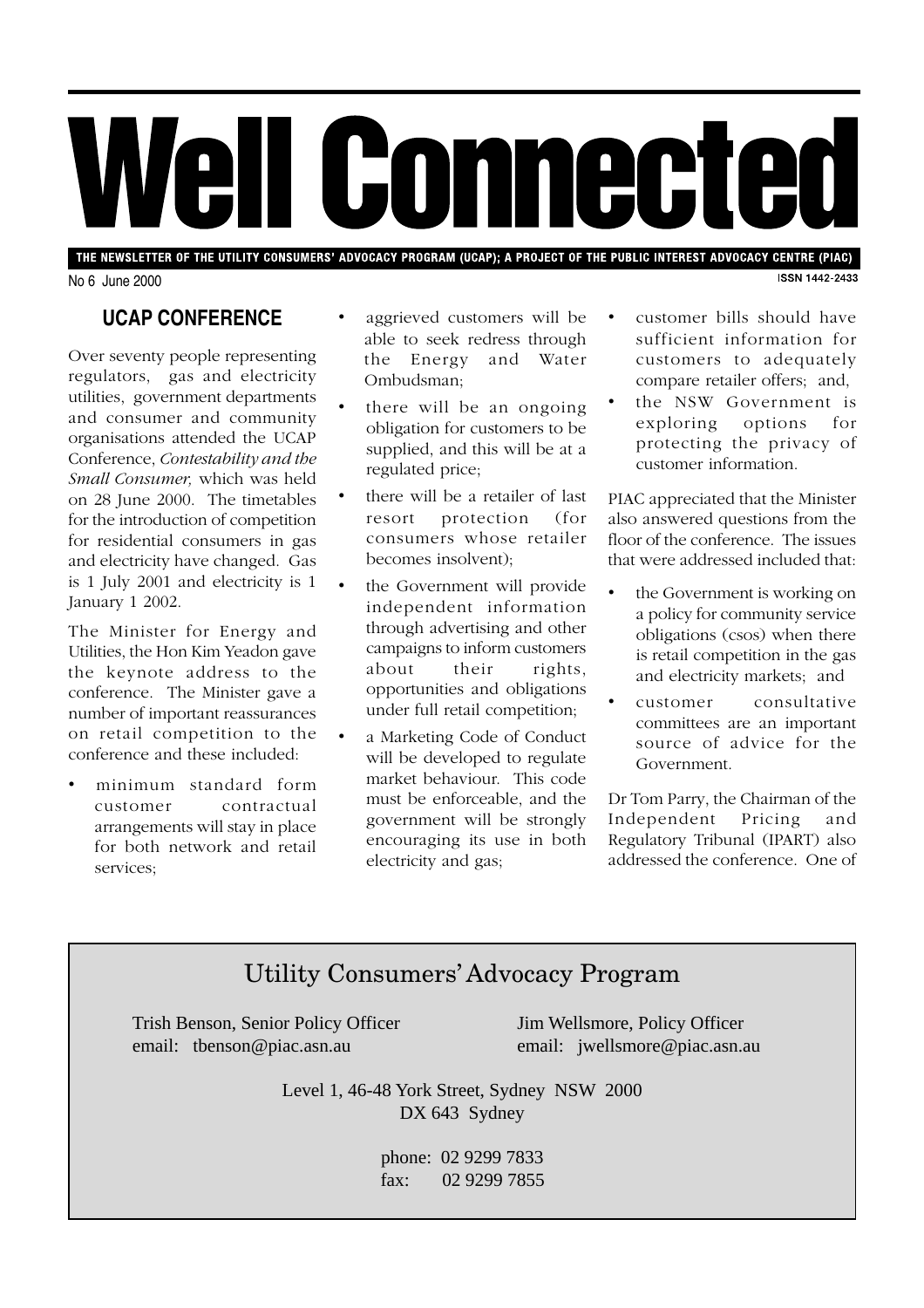# Well Connected

THE NEWSLETTER OF THE UTILITY CONSUMERS' ADVOCACY PROGRAM (UCAP); A PROJECT OF THE PUBLIC INTEREST ADVOCACY CENTRE (PIAC)

No 6 June 2000

ISSN 1442-2433

## UCAP CONFERENCE

Over seventy people representing regulators, gas and electricity utilities, government departments and consumer and community organisations attended the UCAP Conference, *Contestability and the Small Consumer,* which was held on 28 June 2000. The timetables for the introduction of competition for residential consumers in gas and electricity have changed. Gas is 1 July 2001 and electricity is 1 January 1 2002.

The Minister for Energy and Utilities, the Hon Kim Yeadon gave the keynote address to the conference. The Minister gave a number of important reassurances on retail competition to the conference and these included:

- minimum standard form customer contractual arrangements will stay in place for both network and retail services;
- aggrieved customers will be able to seek redress through the Energy and Water Ombudsman;
- there will be an ongoing obligation for customers to be supplied, and this will be at a regulated price;
- there will be a retailer of last resort protection (for consumers whose retailer becomes insolvent);
- the Government will provide independent information through advertising and other campaigns to inform customers about their rights, opportunities and obligations under full retail competition;
- a Marketing Code of Conduct will be developed to regulate market behaviour. This code must be enforceable, and the government will be strongly encouraging its use in both electricity and gas;
- customer bills should have sufficient information for customers to adequately compare retailer offers; and,
- the NSW Government is exploring options for protecting the privacy of customer information.

PIAC appreciated that the Minister also answered questions from the floor of the conference. The issues that were addressed included that:

- the Government is working on a policy for community service obligations (csos) when there is retail competition in the gas and electricity markets; and
- customer consultative committees are an important source of advice for the Government.

Dr Tom Parry, the Chairman of the Independent Pricing and Regulatory Tribunal (IPART) also addressed the conference. One of

---

**Utility Consumers' Advocacy Program**

Trish Benson, Senior Policy Officer
email: tbenson@piac.asn.au

Jim Wellsmore, Policy Officer
email: jwellsmore@piac.asn.au

Level 1, 46-48 York Street, Sydney NSW 2000
DX 643 Sydney

phone: 02 9299 7833
fax: 02 9299 7855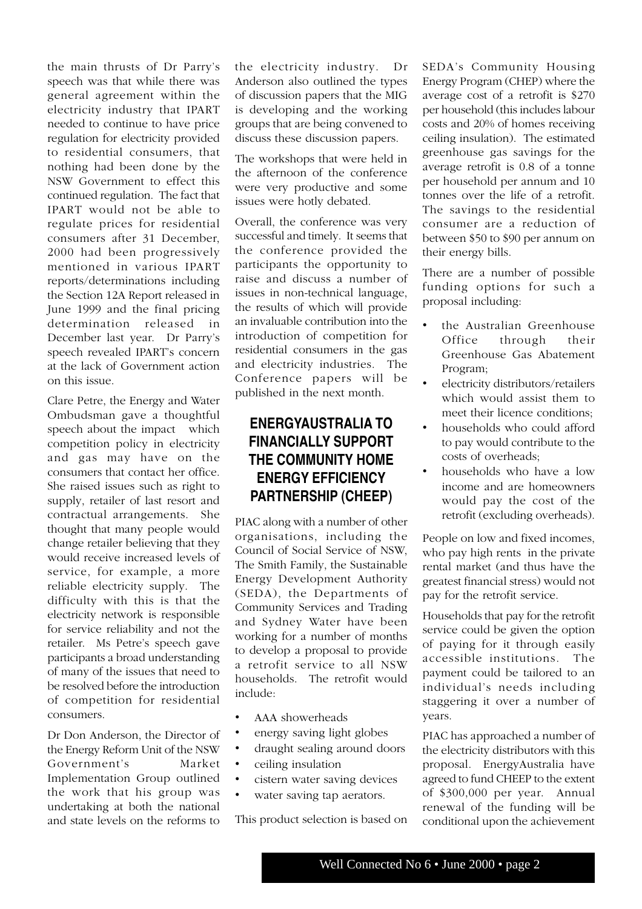the main thrusts of Dr Parry's speech was that while there was general agreement within the electricity industry that IPART needed to continue to have price regulation for electricity provided to residential consumers, that nothing had been done by the NSW Government to effect this continued regulation. The fact that IPART would not be able to regulate prices for residential consumers after 31 December, 2000 had been progressively mentioned in various IPART reports/determinations including the Section 12A Report released in June 1999 and the final pricing determination released in December last year. Dr Parry's speech revealed IPART's concern at the lack of Government action on this issue.

Clare Petre, the Energy and Water Ombudsman gave a thoughtful speech about the impact which competition policy in electricity and gas may have on the consumers that contact her office. She raised issues such as right to supply, retailer of last resort and contractual arrangements. She thought that many people would change retailer believing that they would receive increased levels of service, for example, a more reliable electricity supply. The difficulty with this is that the electricity network is responsible for service reliability and not the retailer. Ms Petre's speech gave participants a broad understanding of many of the issues that need to be resolved before the introduction of competition for residential consumers.

Dr Don Anderson, the Director of the Energy Reform Unit of the NSW Government's Market Implementation Group outlined the work that his group was undertaking at both the national and state levels on the reforms to the electricity industry. Dr Anderson also outlined the types of discussion papers that the MIG is developing and the working groups that are being convened to discuss these discussion papers.

The workshops that were held in the afternoon of the conference were very productive and some issues were hotly debated.

Overall, the conference was very successful and timely. It seems that the conference provided the participants the opportunity to raise and discuss a number of issues in non-technical language, the results of which will provide an invaluable contribution into the introduction of competition for residential consumers in the gas and electricity industries. The Conference papers will be published in the next month.

## ENERGYAUSTRALIA TO FINANCIALLY SUPPORT THE COMMUNITY HOME ENERGY EFFICIENCY PARTNERSHIP (CHEEP)

PIAC along with a number of other organisations, including the Council of Social Service of NSW, The Smith Family, the Sustainable Energy Development Authority (SEDA), the Departments of Community Services and Trading and Sydney Water have been working for a number of months to develop a proposal to provide a retrofit service to all NSW households. The retrofit would include:

- AAA showerheads
- energy saving light globes
- draught sealing around doors
- ceiling insulation
- cistern water saving devices
- water saving tap aerators.

This product selection is based on SEDA's Community Housing Energy Program (CHEP) where the average cost of a retrofit is $270 per household (this includes labour costs and 20% of homes receiving ceiling insulation). The estimated greenhouse gas savings for the average retrofit is 0.8 of a tonne per household per annum and 10 tonnes over the life of a retrofit. The savings to the residential consumer are a reduction of between $50 to $90 per annum on their energy bills.

There are a number of possible funding options for such a proposal including:

- the Australian Greenhouse Office through their Greenhouse Gas Abatement Program;
- electricity distributors/retailers which would assist them to meet their licence conditions;
- households who could afford to pay would contribute to the costs of overheads;
- households who have a low income and are homeowners would pay the cost of the retrofit (excluding overheads).

People on low and fixed incomes, who pay high rents in the private rental market (and thus have the greatest financial stress) would not pay for the retrofit service.

Households that pay for the retrofit service could be given the option of paying for it through easily accessible institutions. The payment could be tailored to an individual's needs including staggering it over a number of years.

PIAC has approached a number of the electricity distributors with this proposal. EnergyAustralia have agreed to fund CHEEP to the extent of $300,000 per year. Annual renewal of the funding will be conditional upon the achievement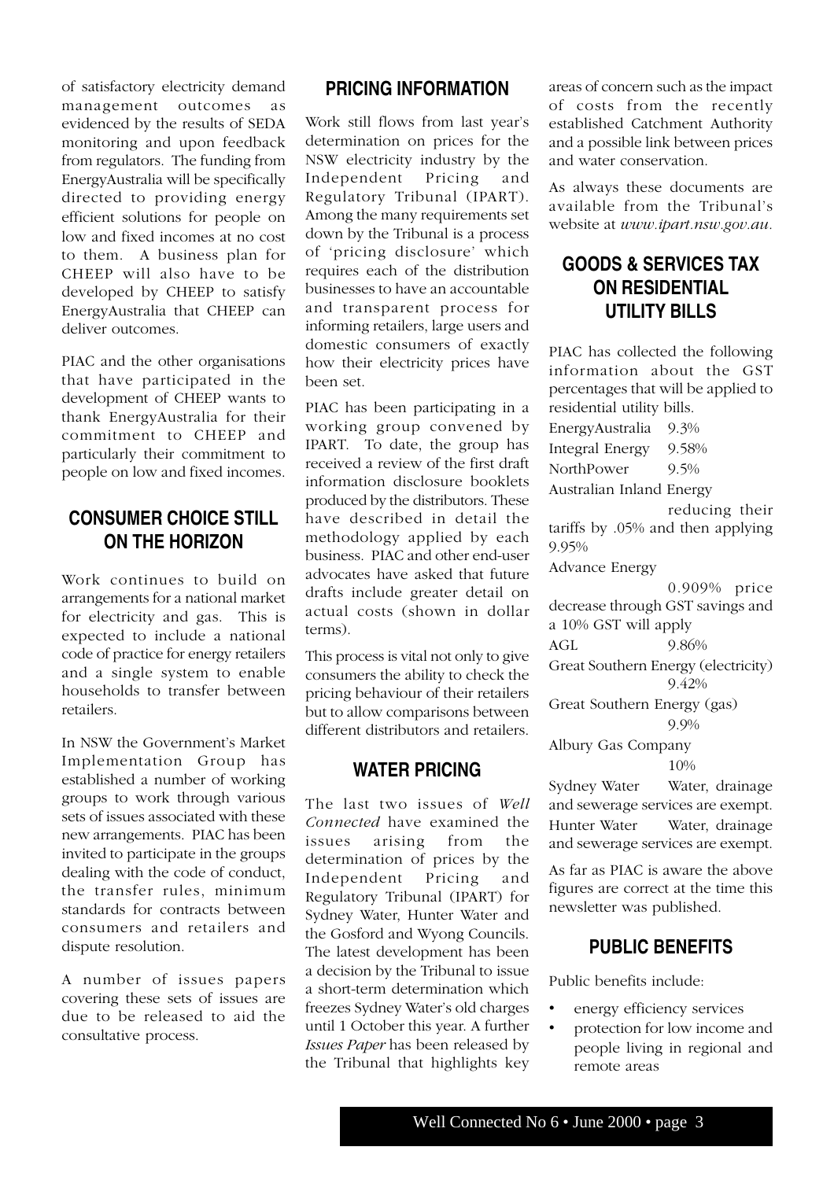of satisfactory electricity demand management outcomes as evidenced by the results of SEDA monitoring and upon feedback from regulators. The funding from EnergyAustralia will be specifically directed to providing energy efficient solutions for people on low and fixed incomes at no cost to them. A business plan for CHEEP will also have to be developed by CHEEP to satisfy EnergyAustralia that CHEEP can deliver outcomes.

PIAC and the other organisations that have participated in the development of CHEEP wants to thank EnergyAustralia for their commitment to CHEEP and particularly their commitment to people on low and fixed incomes.

## CONSUMER CHOICE STILL ON THE HORIZON

Work continues to build on arrangements for a national market for electricity and gas. This is expected to include a national code of practice for energy retailers and a single system to enable households to transfer between retailers.

In NSW the Government's Market Implementation Group has established a number of working groups to work through various sets of issues associated with these new arrangements. PIAC has been invited to participate in the groups dealing with the code of conduct, the transfer rules, minimum standards for contracts between consumers and retailers and dispute resolution.

A number of issues papers covering these sets of issues are due to be released to aid the consultative process.

## PRICING INFORMATION

Work still flows from last year's determination on prices for the NSW electricity industry by the Independent Pricing and Regulatory Tribunal (IPART). Among the many requirements set down by the Tribunal is a process of 'pricing disclosure' which requires each of the distribution businesses to have an accountable and transparent process for informing retailers, large users and domestic consumers of exactly how their electricity prices have been set.

PIAC has been participating in a working group convened by IPART. To date, the group has received a review of the first draft information disclosure booklets produced by the distributors. These have described in detail the methodology applied by each business. PIAC and other end-user advocates have asked that future drafts include greater detail on actual costs (shown in dollar terms).

This process is vital not only to give consumers the ability to check the pricing behaviour of their retailers but to allow comparisons between different distributors and retailers.

## WATER PRICING

The last two issues of *Well Connected* have examined the issues arising from the determination of prices by the Independent Pricing and Regulatory Tribunal (IPART) for Sydney Water, Hunter Water and the Gosford and Wyong Councils. The latest development has been a decision by the Tribunal to issue a short-term determination which freezes Sydney Water's old charges until 1 October this year. A further *Issues Paper* has been released by the Tribunal that highlights key areas of concern such as the impact of costs from the recently established Catchment Authority and a possible link between prices and water conservation.

As always these documents are available from the Tribunal's website at *www.ipart.nsw.gov.au*.

## GOODS & SERVICES TAX ON RESIDENTIAL UTILITY BILLS

PIAC has collected the following information about the GST percentages that will be applied to residential utility bills.

EnergyAustralia 9.3%

Integral Energy 9.58%

NorthPower 9.5%

Australian Inland Energy reducing their tariffs by .05% and then applying 9.95%

Advance Energy 0.909% price decrease through GST savings and a 10% GST will apply

AGL 9.86%

Great Southern Energy (electricity) 9.42%

Great Southern Energy (gas) 9.9%

Albury Gas Company 10%

Sydney Water Water, drainage and sewerage services are exempt.

Hunter Water Water, drainage and sewerage services are exempt.

As far as PIAC is aware the above figures are correct at the time this newsletter was published.

## PUBLIC BENEFITS

Public benefits include:

- energy efficiency services
- protection for low income and people living in regional and remote areas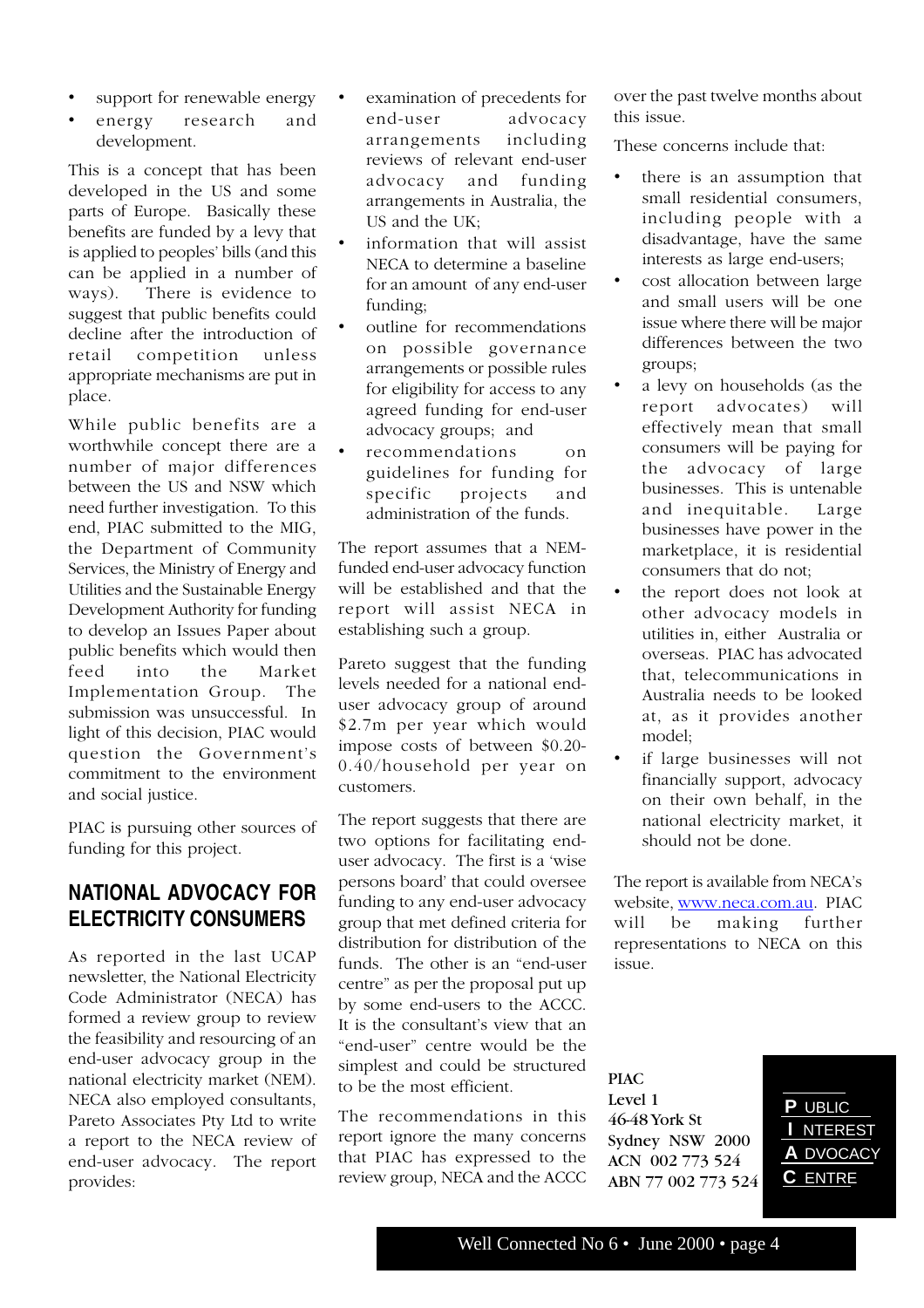- support for renewable energy
- energy research and development.

This is a concept that has been developed in the US and some parts of Europe. Basically these benefits are funded by a levy that is applied to peoples' bills (and this can be applied in a number of ways). There is evidence to suggest that public benefits could decline after the introduction of retail competition unless appropriate mechanisms are put in place.

While public benefits are a worthwhile concept there are a number of major differences between the US and NSW which need further investigation. To this end, PIAC submitted to the MIG, the Department of Community Services, the Ministry of Energy and Utilities and the Sustainable Energy Development Authority for funding to develop an Issues Paper about public benefits which would then feed into the Market Implementation Group. The submission was unsuccessful. In light of this decision, PIAC would question the Government's commitment to the environment and social justice.

PIAC is pursuing other sources of funding for this project.

## NATIONAL ADVOCACY FOR ELECTRICITY CONSUMERS

As reported in the last UCAP newsletter, the National Electricity Code Administrator (NECA) has formed a review group to review the feasibility and resourcing of an end-user advocacy group in the national electricity market (NEM). NECA also employed consultants, Pareto Associates Pty Ltd to write a report to the NECA review of end-user advocacy. The report provides:

- examination of precedents for end-user advocacy arrangements including reviews of relevant end-user advocacy and funding arrangements in Australia, the US and the UK;
- information that will assist NECA to determine a baseline for an amount of any end-user funding;
- outline for recommendations on possible governance arrangements or possible rules for eligibility for access to any agreed funding for end-user advocacy groups; and
- recommendations on guidelines for funding for specific projects and administration of the funds.

The report assumes that a NEM-funded end-user advocacy function will be established and that the report will assist NECA in establishing such a group.

Pareto suggest that the funding levels needed for a national end-user advocacy group of around $2.7m per year which would impose costs of between $0.20-0.40/household per year on customers.

The report suggests that there are two options for facilitating end-user advocacy. The first is a 'wise persons board' that could oversee funding to any end-user advocacy group that met defined criteria for distribution for distribution of the funds. The other is an "end-user centre" as per the proposal put up by some end-users to the ACCC. It is the consultant's view that an "end-user" centre would be the simplest and could be structured to be the most efficient.

The recommendations in this report ignore the many concerns that PIAC has expressed to the review group, NECA and the ACCC over the past twelve months about this issue.

These concerns include that:

- there is an assumption that small residential consumers, including people with a disadvantage, have the same interests as large end-users;
- cost allocation between large and small users will be one issue where there will be major differences between the two groups;
- a levy on households (as the report advocates) will effectively mean that small consumers will be paying for the advocacy of large businesses. This is untenable and inequitable. Large businesses have power in the marketplace, it is residential consumers that do not;
- the report does not look at other advocacy models in utilities in, either Australia or overseas. PIAC has advocated that, telecommunications in Australia needs to be looked at, as it provides another model;
- if large businesses will not financially support, advocacy on their own behalf, in the national electricity market, it should not be done.

The report is available from NECA's website, www.neca.com.au. PIAC will be making further representations to NECA on this issue.

**PIAC**
**Level 1**
**46-48 York St**
**Sydney NSW 2000**
**ACN 002 773 524**
**ABN 77 002 773 524**

**P** UBLIC
**I** NTEREST
**A** DVOCACY
**C** ENTRE